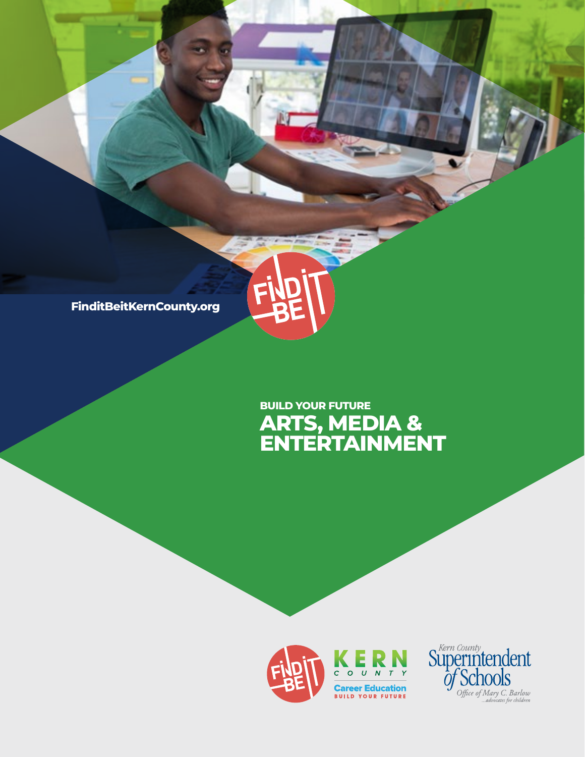FinditBeitKernCounty.org

BUILD YOUR FUTURE

# ARTS, MEDIA & ENTERTAINMENT

KERN COUNTY Career Education BUILD YOUR FUTURE

Kern County Superintendent of Schools
Office of Mary C. Barlow
...advocates for children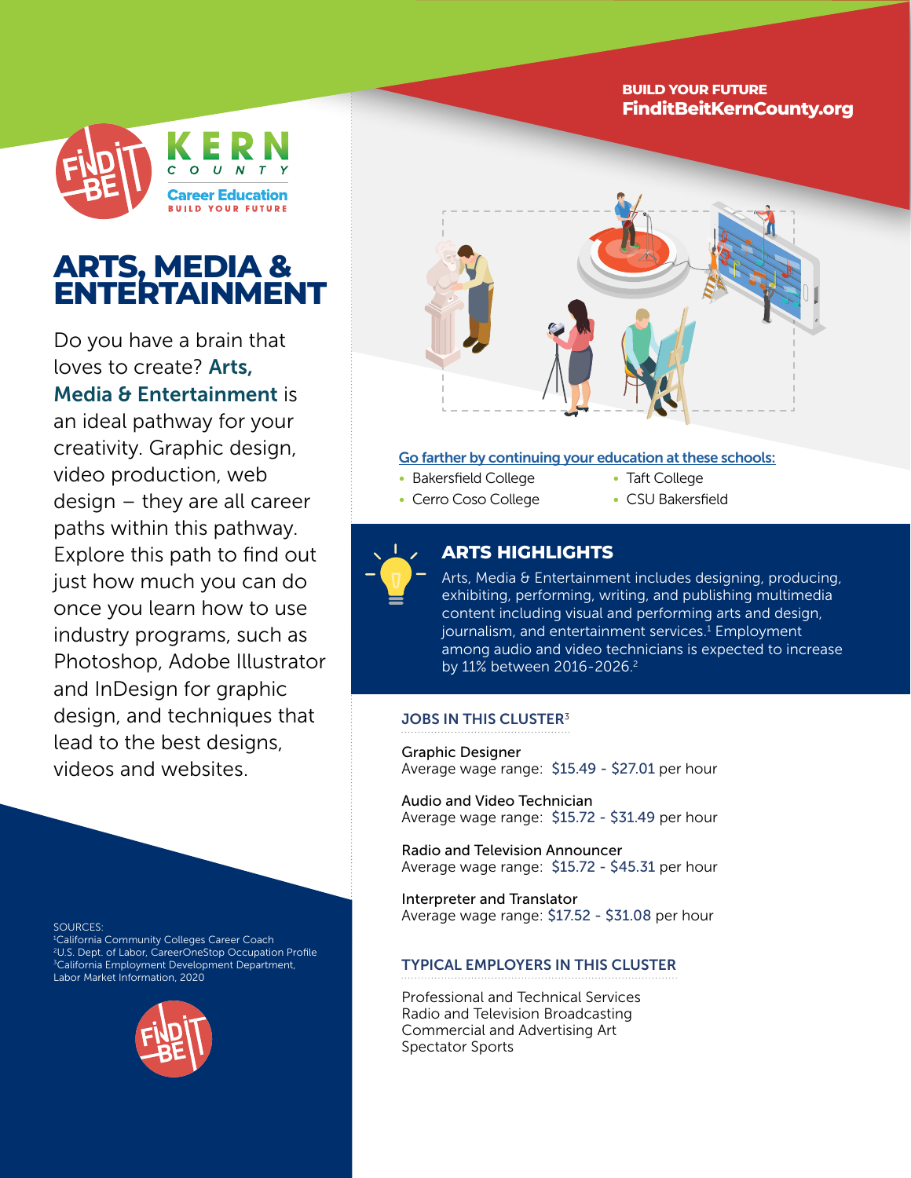BUILD YOUR FUTURE
FinditBeitKernCounty.org

KERN COUNTY
Career Education
BUILD YOUR FUTURE

# ARTS, MEDIA & ENTERTAINMENT

Do you have a brain that loves to create? **Arts, Media & Entertainment** is an ideal pathway for your creativity. Graphic design, video production, web design – they are all career paths within this pathway. Explore this path to find out just how much you can do once you learn how to use industry programs, such as Photoshop, Adobe Illustrator and InDesign for graphic design, and techniques that lead to the best designs, videos and websites.

Go farther by continuing your education at these schools:

- Bakersfield College
- Cerro Coso College
- Taft College
- CSU Bakersfield

## ARTS HIGHLIGHTS

Arts, Media & Entertainment includes designing, producing, exhibiting, performing, writing, and publishing multimedia content including visual and performing arts and design, journalism, and entertainment services.[1] Employment among audio and video technicians is expected to increase by 11% between 2016-2026.[2]

### JOBS IN THIS CLUSTER[3]

Graphic Designer
Average wage range: $15.49 - $27.01 per hour

Audio and Video Technician
Average wage range: $15.72 - $31.49 per hour

Radio and Television Announcer
Average wage range: $15.72 - $45.31 per hour

Interpreter and Translator
Average wage range: $17.52 - $31.08 per hour

### TYPICAL EMPLOYERS IN THIS CLUSTER

Professional and Technical Services
Radio and Television Broadcasting
Commercial and Advertising Art
Spectator Sports

SOURCES:
[1]California Community Colleges Career Coach
[2]U.S. Dept. of Labor, CareerOneStop Occupation Profile
[3]California Employment Development Department, Labor Market Information, 2020